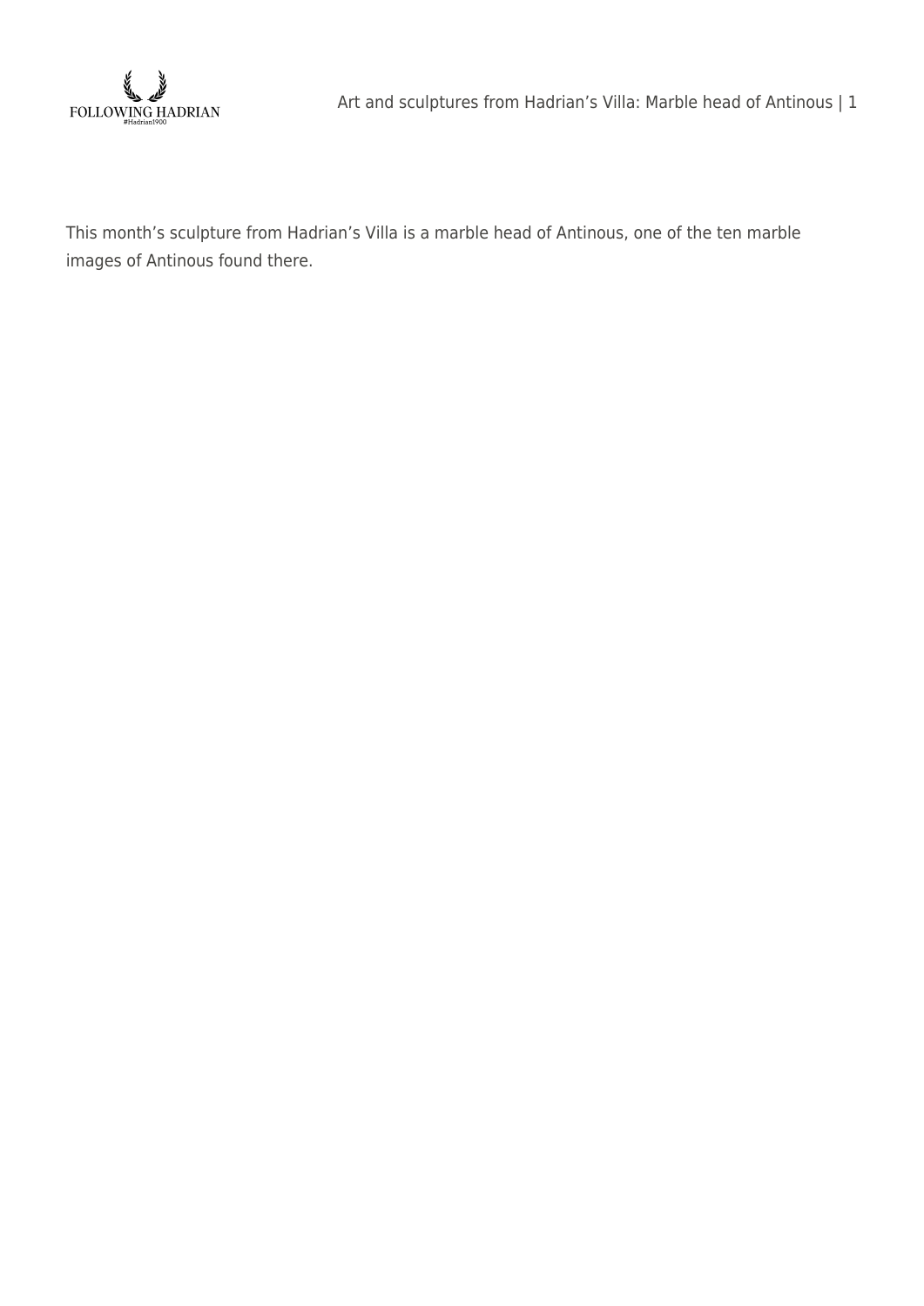This month's sculpture from Hadrian's Villa is a marble head of Antinous, one of the ten marble images of Antinous found there.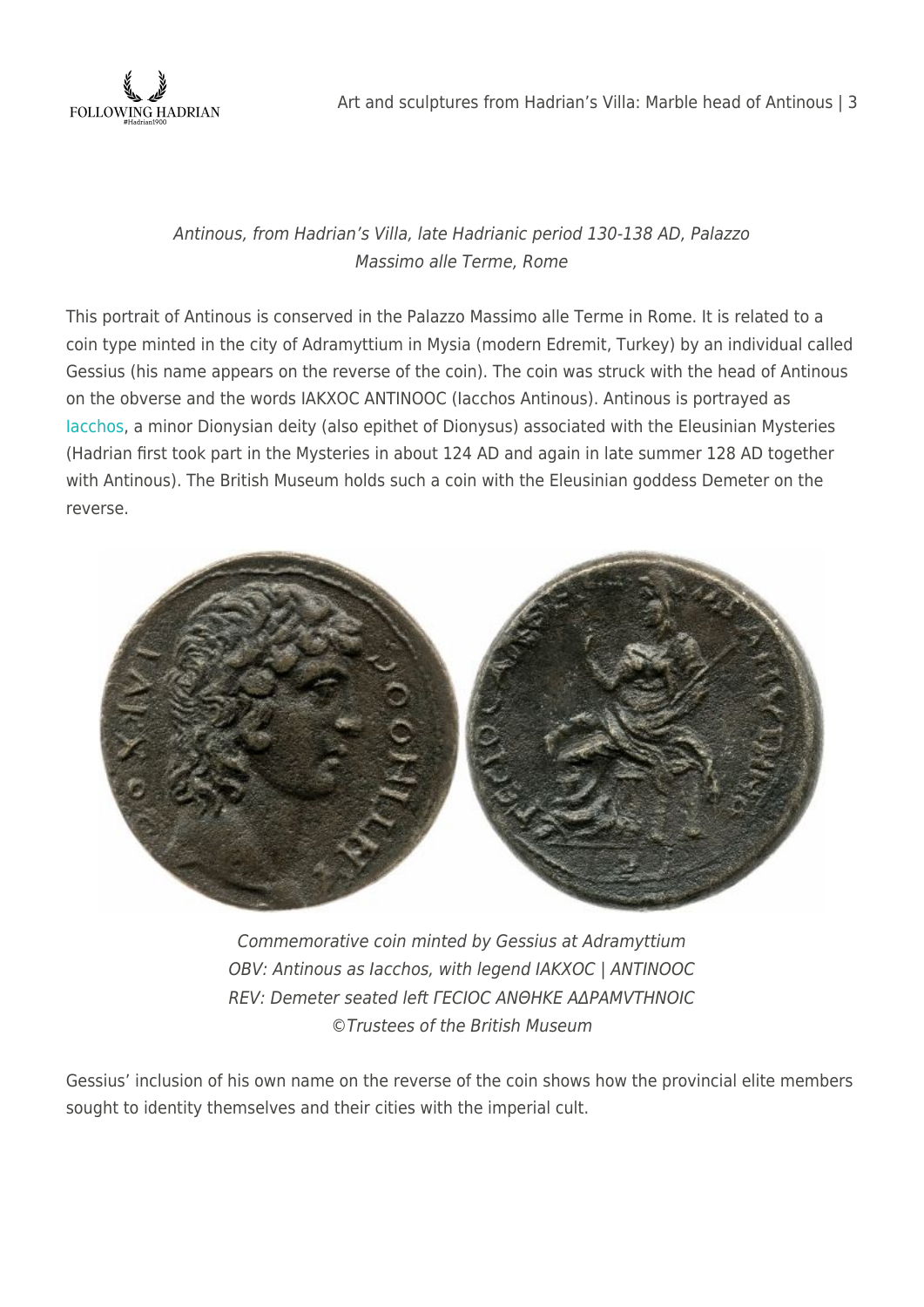*Antinous, from Hadrian's Villa, late Hadrianic period 130-138 AD, Palazzo Massimo alle Terme, Rome*

This portrait of Antinous is conserved in the Palazzo Massimo alle Terme in Rome. It is related to a coin type minted in the city of Adramyttium in Mysia (modern Edremit, Turkey) by an individual called Gessius (his name appears on the reverse of the coin). The coin was struck with the head of Antinous on the obverse and the words ΙΑΚΧΟC ΑΝΤΙΝΟΟC (Iacchos Antinous). Antinous is portrayed as Iacchos, a minor Dionysian deity (also epithet of Dionysus) associated with the Eleusinian Mysteries (Hadrian first took part in the Mysteries in about 124 AD and again in late summer 128 AD together with Antinous). The British Museum holds such a coin with the Eleusinian goddess Demeter on the reverse.

*Commemorative coin minted by Gessius at Adramyttium*
*OBV: Antinous as Iacchos, with legend ΙΑΚΧΟC | ΑΝΤΙΝΟΟC*
*REV: Demeter seated left ΓΕCΙΟC ΑΝΘΗΚΕ ΑΔΡΑΜVΤΗΝΟΙC*
*©Trustees of the British Museum*

Gessius' inclusion of his own name on the reverse of the coin shows how the provincial elite members sought to identity themselves and their cities with the imperial cult.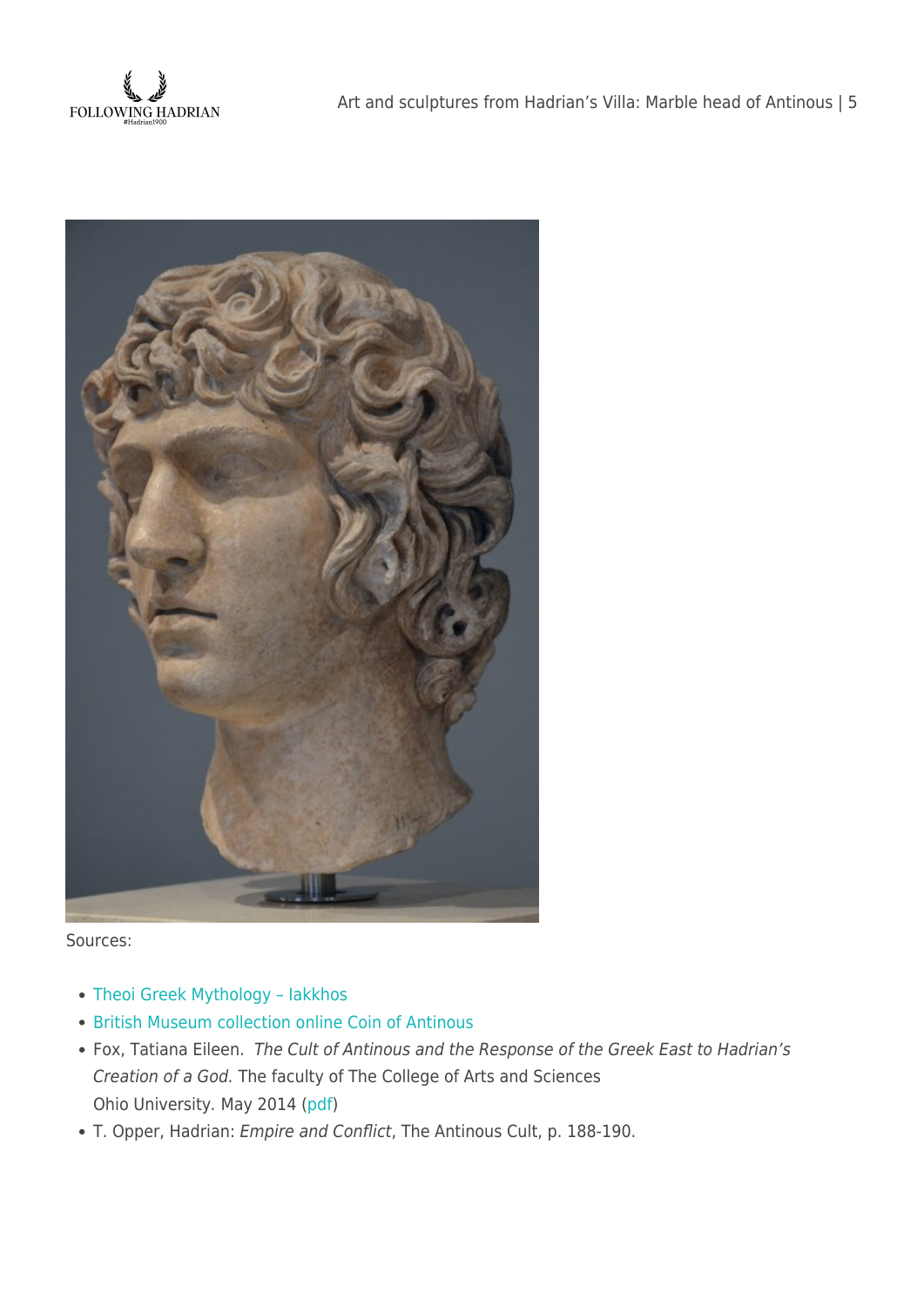Sources:

- Theoi Greek Mythology – Iakkhos
- British Museum collection online Coin of Antinous
- Fox, Tatiana Eileen. *The Cult of Antinous and the Response of the Greek East to Hadrian's Creation of a God.* The faculty of The College of Arts and Sciences Ohio University. May 2014 (pdf)
- T. Opper, Hadrian: *Empire and Conflict*, The Antinous Cult, p. 188-190.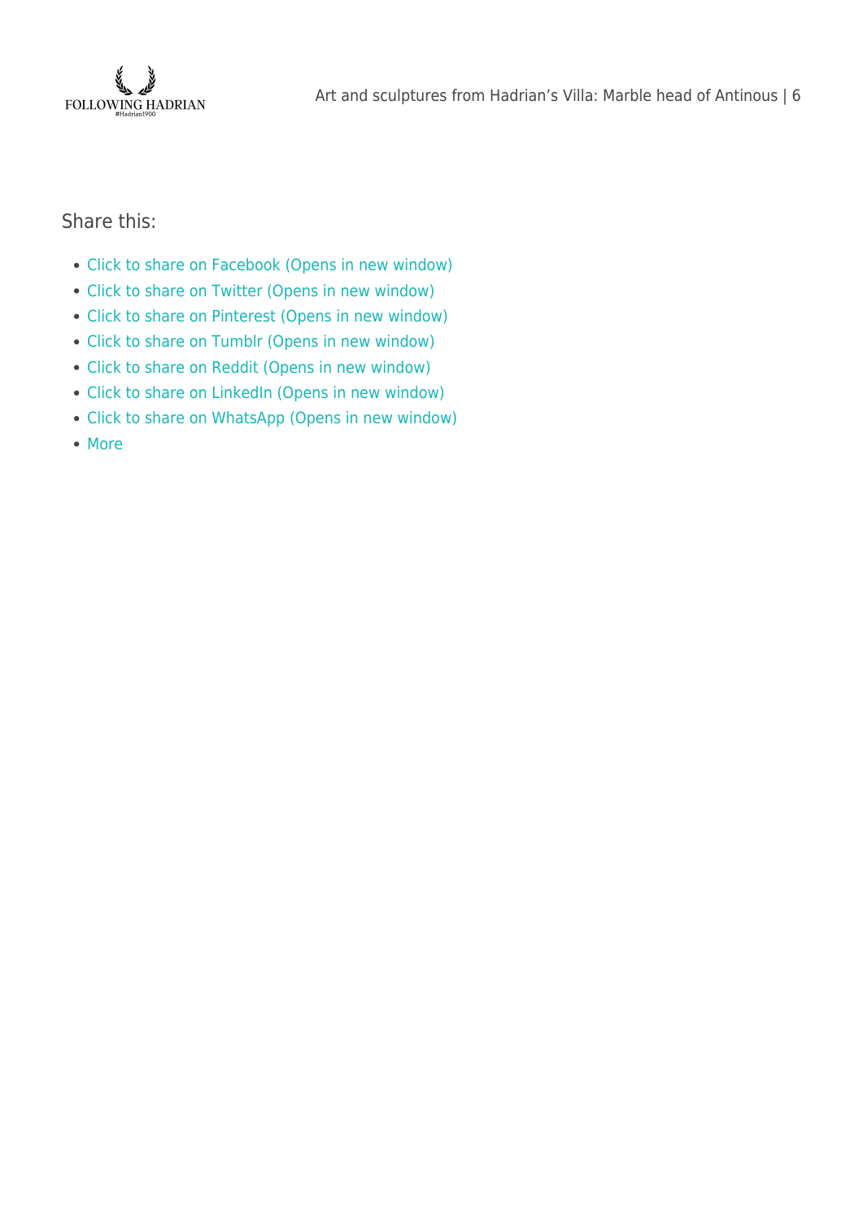Share this:

- Click to share on Facebook (Opens in new window)
- Click to share on Twitter (Opens in new window)
- Click to share on Pinterest (Opens in new window)
- Click to share on Tumblr (Opens in new window)
- Click to share on Reddit (Opens in new window)
- Click to share on LinkedIn (Opens in new window)
- Click to share on WhatsApp (Opens in new window)
- More